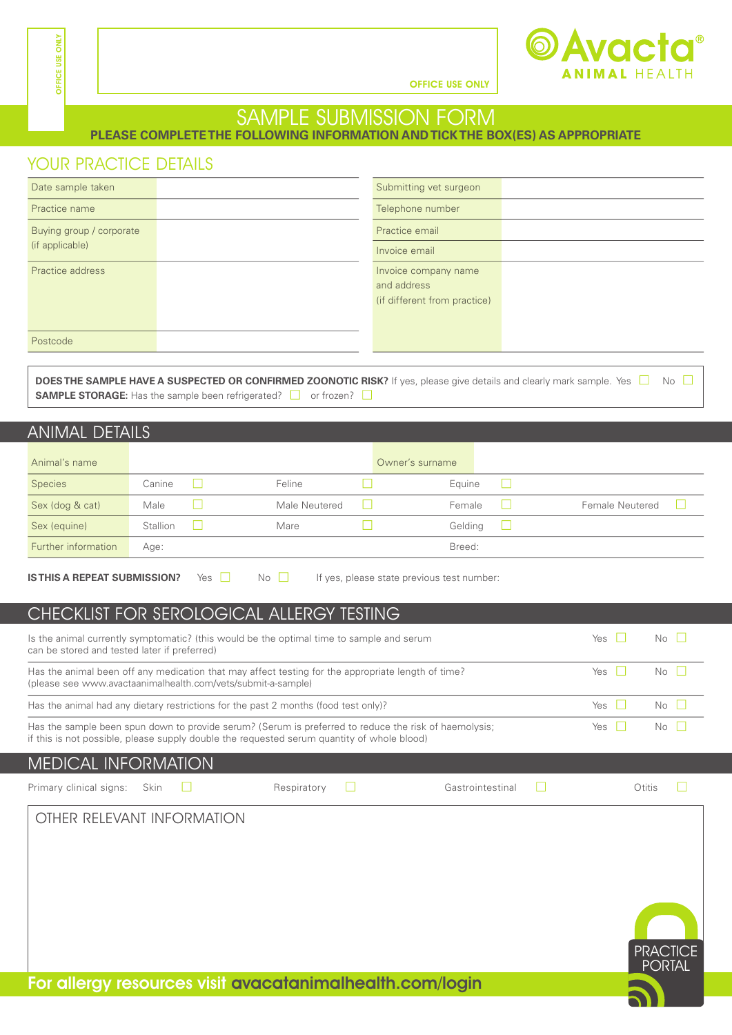OFFICE USE ONLY

OFFICE USE ONLY

**Avacta® ANIMAL HEALTH**

# SAMPLE SUBMISSION FORM

**PLEASE COMPLETE THE FOLLOWING INFORMATION AND TICK THE BOX(ES) AS APPROPRIATE**

## YOUR PRACTICE DETAILS

| | | | |
|---|---|---|---|
| Date sample taken | | Submitting vet surgeon | |
| Practice name | | Telephone number | |
| Buying group / corporate (if applicable) | | Practice email | |
| | | Invoice email | |
| Practice address | | Invoice company name and address (if different from practice) | |
| Postcode | | | |

**DOES THE SAMPLE HAVE A SUSPECTED OR CONFIRMED ZOONOTIC RISK?** If yes, please give details and clearly mark sample. Yes ☐ No ☐
**SAMPLE STORAGE:** Has the sample been refrigerated? ☐ or frozen? ☐

## ANIMAL DETAILS

| | | | | | | | | |
|---|---|---|---|---|---|---|---|---|
| Animal's name | | | | Owner's surname | | | | |
| Species | Canine ☐ | | Feline ☐ | | Equine ☐ | | | |
| Sex (dog & cat) | Male ☐ | | Male Neutered ☐ | | Female ☐ | | Female Neutered ☐ | |
| Sex (equine) | Stallion ☐ | | Mare ☐ | | Gelding ☐ | | | |
| Further information | Age: | | | | Breed: | | | |

**IS THIS A REPEAT SUBMISSION?** Yes ☐ No ☐ If yes, please state previous test number:

## CHECKLIST FOR SEROLOGICAL ALLERGY TESTING

| | | |
|---|---|---|
| Is the animal currently symptomatic? (this would be the optimal time to sample and serum can be stored and tested later if preferred) | Yes ☐ | No ☐ |
| Has the animal been off any medication that may affect testing for the appropriate length of time? (please see www.avactaanimalhealth.com/vets/submit-a-sample) | Yes ☐ | No ☐ |
| Has the animal had any dietary restrictions for the past 2 months (food test only)? | Yes ☐ | No ☐ |
| Has the sample been spun down to provide serum? (Serum is preferred to reduce the risk of haemolysis; if this is not possible, please supply double the requested serum quantity of whole blood) | Yes ☐ | No ☐ |

## MEDICAL INFORMATION

Primary clinical signs: Skin ☐ Respiratory ☐ Gastrointestinal ☐ Otitis ☐

### OTHER RELEVANT INFORMATION

PRACTICE PORTAL

**For allergy resources visit avacatanimalhealth.com/login**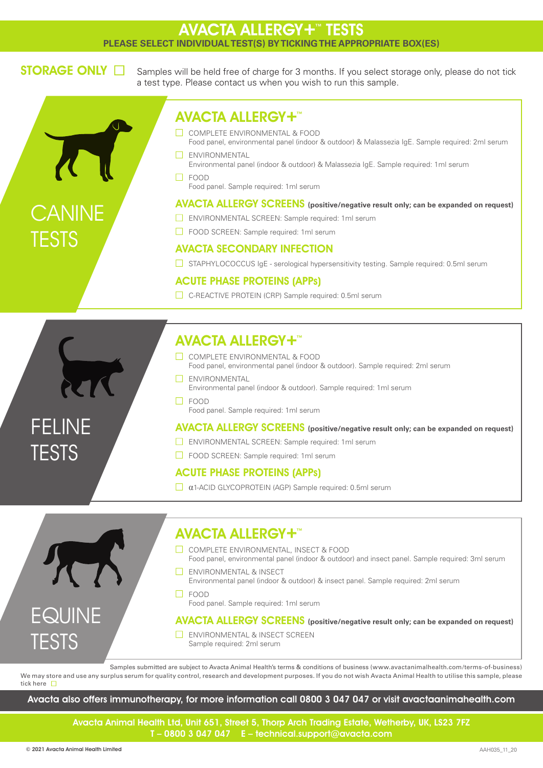# AVACTA ALLERGY+™ TESTS

**PLEASE SELECT INDIVIDUAL TEST(S) BY TICKING THE APPROPRIATE BOX(ES)**

**STORAGE ONLY** ☐ Samples will be held free of charge for 3 months. If you select storage only, please do not tick a test type. Please contact us when you wish to run this sample.

## CANINE TESTS

### AVACTA ALLERGY+™

- ☐ COMPLETE ENVIRONMENTAL & FOOD
  Food panel, environmental panel (indoor & outdoor) & Malassezia IgE. Sample required: 2ml serum
- ☐ ENVIRONMENTAL
  Environmental panel (indoor & outdoor) & Malassezia IgE. Sample required: 1ml serum
- ☐ FOOD
  Food panel. Sample required: 1ml serum

### AVACTA ALLERGY SCREENS **(positive/negative result only; can be expanded on request)**

- ☐ ENVIRONMENTAL SCREEN: Sample required: 1ml serum
- ☐ FOOD SCREEN: Sample required: 1ml serum

### AVACTA SECONDARY INFECTION

- ☐ STAPHYLOCOCCUS IgE - serological hypersensitivity testing. Sample required: 0.5ml serum

### ACUTE PHASE PROTEINS (APPs)

- ☐ C-REACTIVE PROTEIN (CRP) Sample required: 0.5ml serum

## FELINE TESTS

### AVACTA ALLERGY+™

- ☐ COMPLETE ENVIRONMENTAL & FOOD
  Food panel, environmental panel (indoor & outdoor). Sample required: 2ml serum
- ☐ ENVIRONMENTAL
  Environmental panel (indoor & outdoor). Sample required: 1ml serum
- ☐ FOOD
  Food panel. Sample required: 1ml serum

### AVACTA ALLERGY SCREENS **(positive/negative result only; can be expanded on request)**

- ☐ ENVIRONMENTAL SCREEN: Sample required: 1ml serum
- ☐ FOOD SCREEN: Sample required: 1ml serum

### ACUTE PHASE PROTEINS (APPs)

- ☐ $\alpha$1-ACID GLYCOPROTEIN (AGP) Sample required: 0.5ml serum

## EQUINE TESTS

### AVACTA ALLERGY+™

- ☐ COMPLETE ENVIRONMENTAL, INSECT & FOOD
  Food panel, environmental panel (indoor & outdoor) and insect panel. Sample required: 3ml serum
- ☐ ENVIRONMENTAL & INSECT
  Environmental panel (indoor & outdoor) & insect panel. Sample required: 2ml serum
- ☐ FOOD
  Food panel. Sample required: 1ml serum

### AVACTA ALLERGY SCREENS **(positive/negative result only; can be expanded on request)**

- ☐ ENVIRONMENTAL & INSECT SCREEN
  Sample required: 2ml serum

Samples submitted are subject to Avacta Animal Health's terms & conditions of business (www.avactanimalhealth.com/terms-of-business)

We may store and use any surplus serum for quality control, research and development purposes. If you do not wish Avacta Animal Health to utilise this sample, please tick here ☐

**Avacta also offers immunotherapy, for more information call 0800 3 047 047 or visit avactaanimalhealth.com**

**Avacta Animal Health Ltd, Unit 651, Street 5, Thorp Arch Trading Estate, Wetherby, UK, LS23 7FZ**
**T – 0800 3 047 047 E – technical.support@avacta.com**

© 2021 Avacta Animal Health Limited

AAH035_11_20